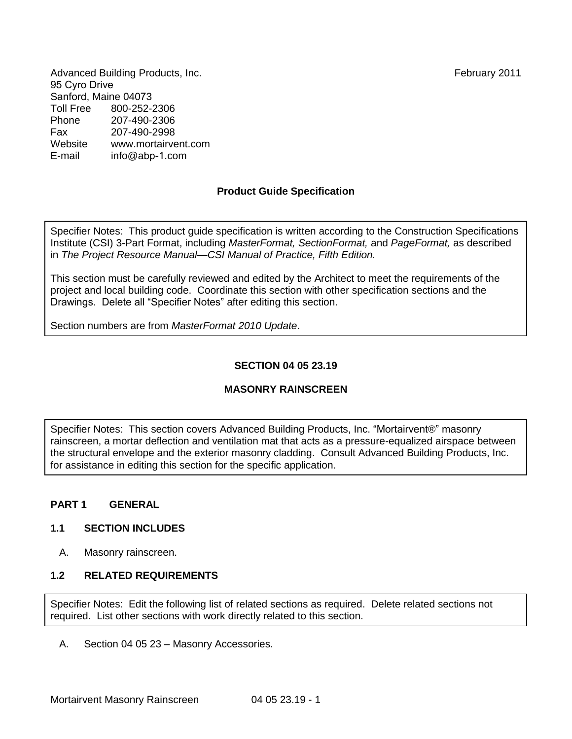Advanced Building Products, Inc.
95 Cyro Drive
Sanford, Maine 04073

February 2011

| | |
|---|---|
| Toll Free | 800-252-2306 |
| Phone | 207-490-2306 |
| Fax | 207-490-2998 |
| Website | www.mortairvent.com |
| E-mail | info@abp-1.com |

**Product Guide Specification**

> Specifier Notes: This product guide specification is written according to the Construction Specifications Institute (CSI) 3-Part Format, including *MasterFormat, SectionFormat,* and *PageFormat,* as described in *The Project Resource Manual—CSI Manual of Practice, Fifth Edition.*
>
> This section must be carefully reviewed and edited by the Architect to meet the requirements of the project and local building code. Coordinate this section with other specification sections and the Drawings. Delete all "Specifier Notes" after editing this section.
>
> Section numbers are from *MasterFormat 2010 Update*.

# SECTION 04 05 23.19

# MASONRY RAINSCREEN

> Specifier Notes: This section covers Advanced Building Products, Inc. "Mortairvent®" masonry rainscreen, a mortar deflection and ventilation mat that acts as a pressure-equalized airspace between the structural envelope and the exterior masonry cladding. Consult Advanced Building Products, Inc. for assistance in editing this section for the specific application.

## PART 1 GENERAL

### 1.1 SECTION INCLUDES

A. Masonry rainscreen.

### 1.2 RELATED REQUIREMENTS

> Specifier Notes: Edit the following list of related sections as required. Delete related sections not required. List other sections with work directly related to this section.

A. Section 04 05 23 – Masonry Accessories.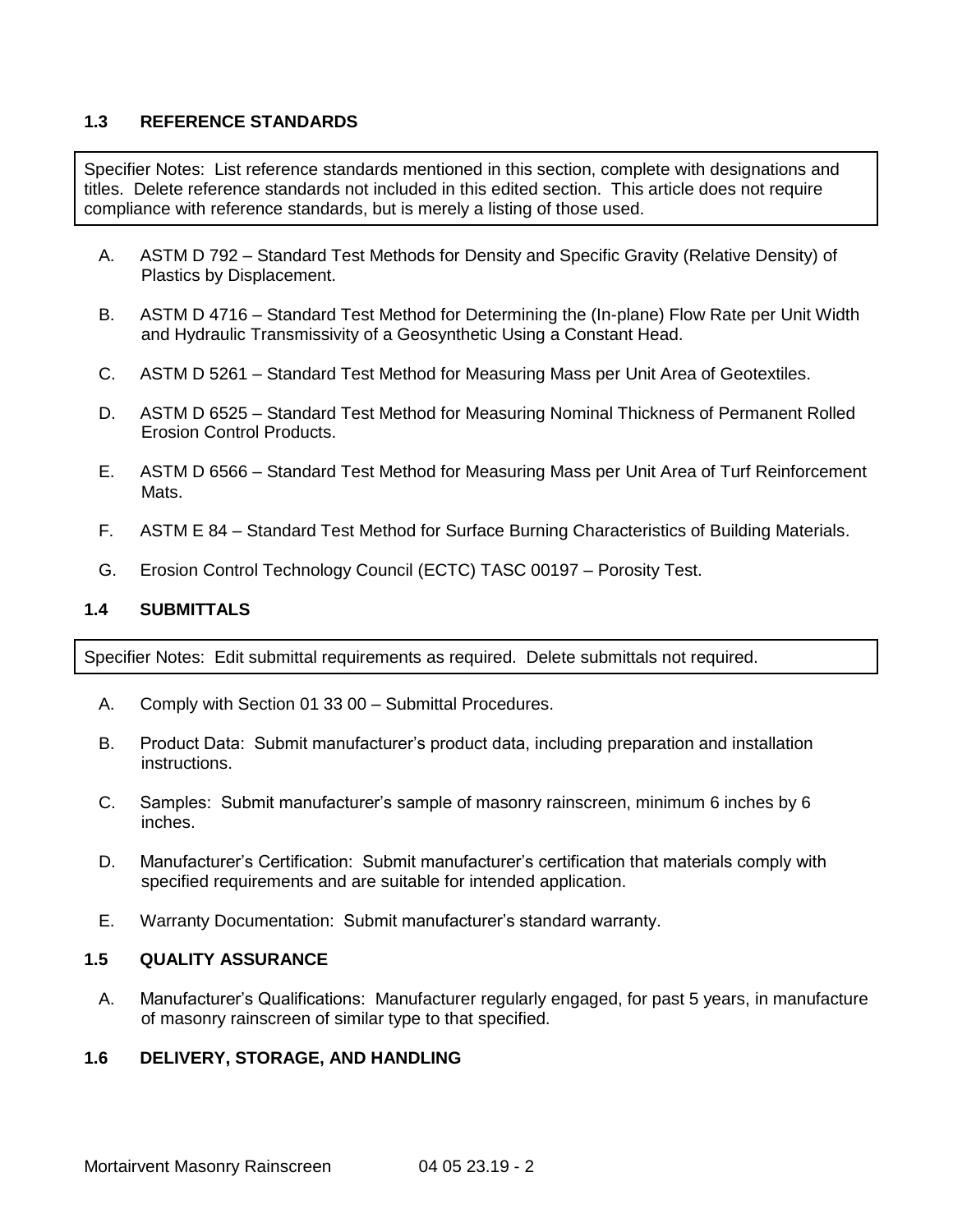## 1.3 REFERENCE STANDARDS

> Specifier Notes: List reference standards mentioned in this section, complete with designations and titles. Delete reference standards not included in this edited section. This article does not require compliance with reference standards, but is merely a listing of those used.

A. ASTM D 792 – Standard Test Methods for Density and Specific Gravity (Relative Density) of Plastics by Displacement.

B. ASTM D 4716 – Standard Test Method for Determining the (In-plane) Flow Rate per Unit Width and Hydraulic Transmissivity of a Geosynthetic Using a Constant Head.

C. ASTM D 5261 – Standard Test Method for Measuring Mass per Unit Area of Geotextiles.

D. ASTM D 6525 – Standard Test Method for Measuring Nominal Thickness of Permanent Rolled Erosion Control Products.

E. ASTM D 6566 – Standard Test Method for Measuring Mass per Unit Area of Turf Reinforcement Mats.

F. ASTM E 84 – Standard Test Method for Surface Burning Characteristics of Building Materials.

G. Erosion Control Technology Council (ECTC) TASC 00197 – Porosity Test.

## 1.4 SUBMITTALS

> Specifier Notes: Edit submittal requirements as required. Delete submittals not required.

A. Comply with Section 01 33 00 – Submittal Procedures.

B. Product Data: Submit manufacturer's product data, including preparation and installation instructions.

C. Samples: Submit manufacturer's sample of masonry rainscreen, minimum 6 inches by 6 inches.

D. Manufacturer's Certification: Submit manufacturer's certification that materials comply with specified requirements and are suitable for intended application.

E. Warranty Documentation: Submit manufacturer's standard warranty.

## 1.5 QUALITY ASSURANCE

A. Manufacturer's Qualifications: Manufacturer regularly engaged, for past 5 years, in manufacture of masonry rainscreen of similar type to that specified.

## 1.6 DELIVERY, STORAGE, AND HANDLING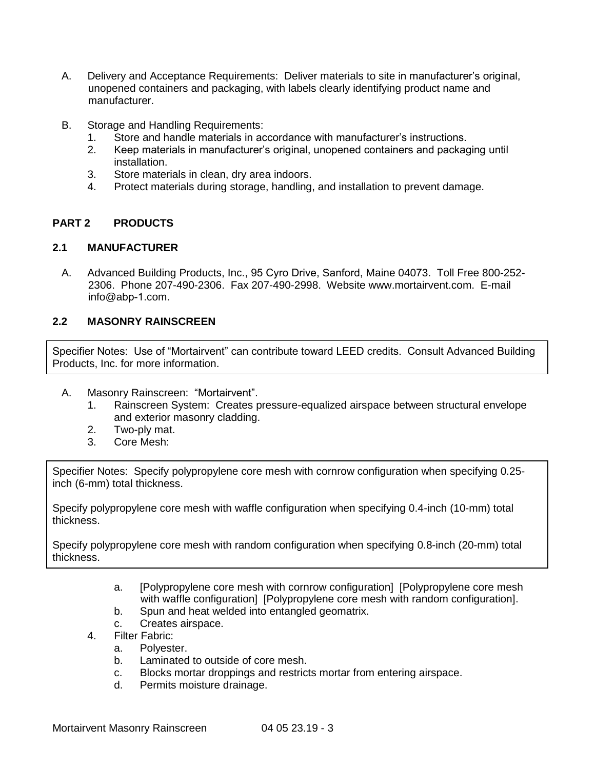A. Delivery and Acceptance Requirements: Deliver materials to site in manufacturer's original, unopened containers and packaging, with labels clearly identifying product name and manufacturer.

B. Storage and Handling Requirements:
   1. Store and handle materials in accordance with manufacturer's instructions.
   2. Keep materials in manufacturer's original, unopened containers and packaging until installation.
   3. Store materials in clean, dry area indoors.
   4. Protect materials during storage, handling, and installation to prevent damage.

## PART 2 PRODUCTS

### 2.1 MANUFACTURER

A. Advanced Building Products, Inc., 95 Cyro Drive, Sanford, Maine 04073. Toll Free 800-252-2306. Phone 207-490-2306. Fax 207-490-2998. Website www.mortairvent.com. E-mail info@abp-1.com.

### 2.2 MASONRY RAINSCREEN

> Specifier Notes: Use of "Mortairvent" can contribute toward LEED credits. Consult Advanced Building Products, Inc. for more information.

A. Masonry Rainscreen: "Mortairvent".
   1. Rainscreen System: Creates pressure-equalized airspace between structural envelope and exterior masonry cladding.
   2. Two-ply mat.
   3. Core Mesh:

> Specifier Notes: Specify polypropylene core mesh with cornrow configuration when specifying 0.25-inch (6-mm) total thickness.
>
> Specify polypropylene core mesh with waffle configuration when specifying 0.4-inch (10-mm) total thickness.
>
> Specify polypropylene core mesh with random configuration when specifying 0.8-inch (20-mm) total thickness.

      a. [Polypropylene core mesh with cornrow configuration] [Polypropylene core mesh with waffle configuration] [Polypropylene core mesh with random configuration].
      b. Spun and heat welded into entangled geomatrix.
      c. Creates airspace.
   4. Filter Fabric:
      a. Polyester.
      b. Laminated to outside of core mesh.
      c. Blocks mortar droppings and restricts mortar from entering airspace.
      d. Permits moisture drainage.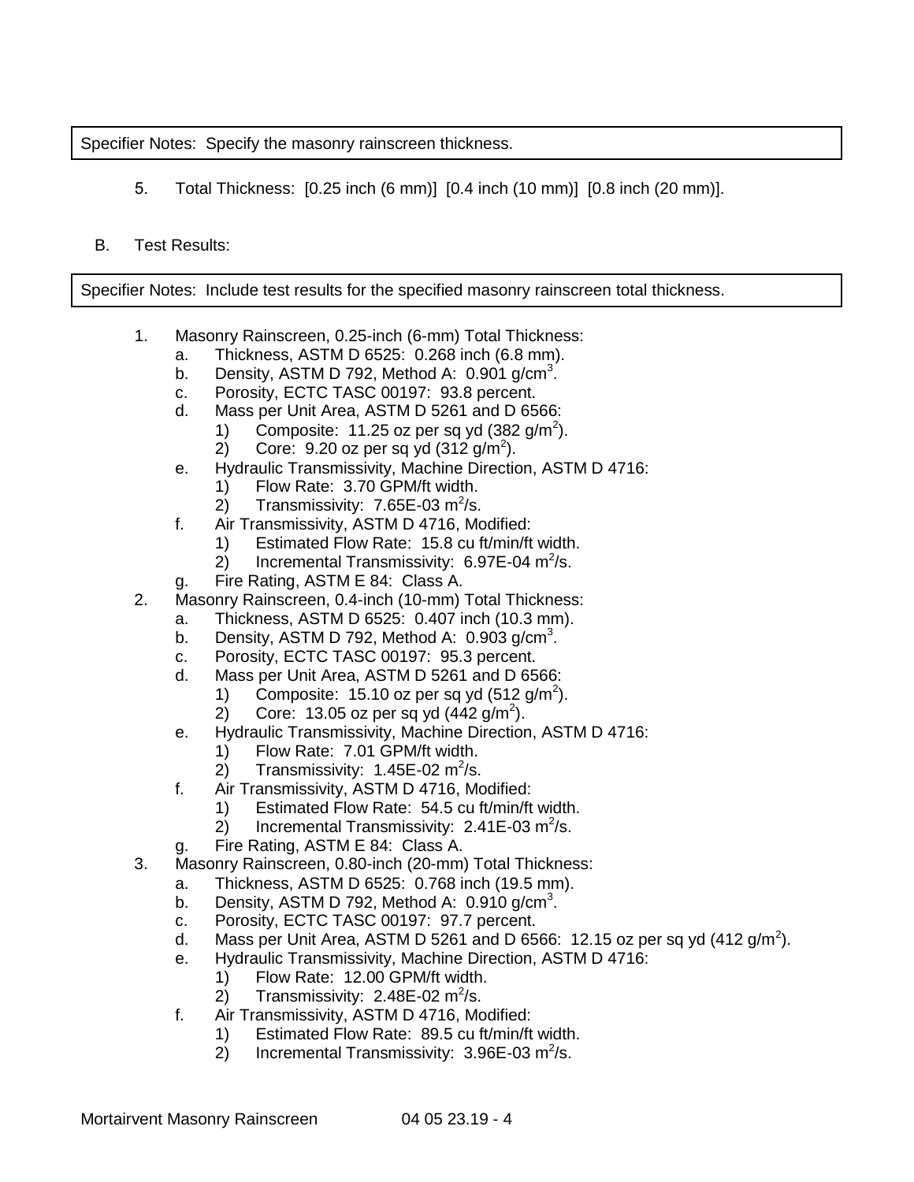Specifier Notes: Specify the masonry rainscreen thickness.

5. Total Thickness: [0.25 inch (6 mm)] [0.4 inch (10 mm)] [0.8 inch (20 mm)].

B. Test Results:

Specifier Notes: Include test results for the specified masonry rainscreen total thickness.

1. Masonry Rainscreen, 0.25-inch (6-mm) Total Thickness:
   a. Thickness, ASTM D 6525: 0.268 inch (6.8 mm).
   b. Density, ASTM D 792, Method A: 0.901 $g/cm^3$.
   c. Porosity, ECTC TASC 00197: 93.8 percent.
   d. Mass per Unit Area, ASTM D 5261 and D 6566:
      1) Composite: 11.25 oz per sq yd (382 $g/m^2$).
      2) Core: 9.20 oz per sq yd (312 $g/m^2$).
   e. Hydraulic Transmissivity, Machine Direction, ASTM D 4716:
      1) Flow Rate: 3.70 GPM/ft width.
      2) Transmissivity: 7.65E-03 $m^2/s$.
   f. Air Transmissivity, ASTM D 4716, Modified:
      1) Estimated Flow Rate: 15.8 cu ft/min/ft width.
      2) Incremental Transmissivity: 6.97E-04 $m^2/s$.
   g. Fire Rating, ASTM E 84: Class A.
2. Masonry Rainscreen, 0.4-inch (10-mm) Total Thickness:
   a. Thickness, ASTM D 6525: 0.407 inch (10.3 mm).
   b. Density, ASTM D 792, Method A: 0.903 $g/cm^3$.
   c. Porosity, ECTC TASC 00197: 95.3 percent.
   d. Mass per Unit Area, ASTM D 5261 and D 6566:
      1) Composite: 15.10 oz per sq yd (512 $g/m^2$).
      2) Core: 13.05 oz per sq yd (442 $g/m^2$).
   e. Hydraulic Transmissivity, Machine Direction, ASTM D 4716:
      1) Flow Rate: 7.01 GPM/ft width.
      2) Transmissivity: 1.45E-02 $m^2/s$.
   f. Air Transmissivity, ASTM D 4716, Modified:
      1) Estimated Flow Rate: 54.5 cu ft/min/ft width.
      2) Incremental Transmissivity: 2.41E-03 $m^2/s$.
   g. Fire Rating, ASTM E 84: Class A.
3. Masonry Rainscreen, 0.80-inch (20-mm) Total Thickness:
   a. Thickness, ASTM D 6525: 0.768 inch (19.5 mm).
   b. Density, ASTM D 792, Method A: 0.910 $g/cm^3$.
   c. Porosity, ECTC TASC 00197: 97.7 percent.
   d. Mass per Unit Area, ASTM D 5261 and D 6566: 12.15 oz per sq yd (412 $g/m^2$).
   e. Hydraulic Transmissivity, Machine Direction, ASTM D 4716:
      1) Flow Rate: 12.00 GPM/ft width.
      2) Transmissivity: 2.48E-02 $m^2/s$.
   f. Air Transmissivity, ASTM D 4716, Modified:
      1) Estimated Flow Rate: 89.5 cu ft/min/ft width.
      2) Incremental Transmissivity: 3.96E-03 $m^2/s$.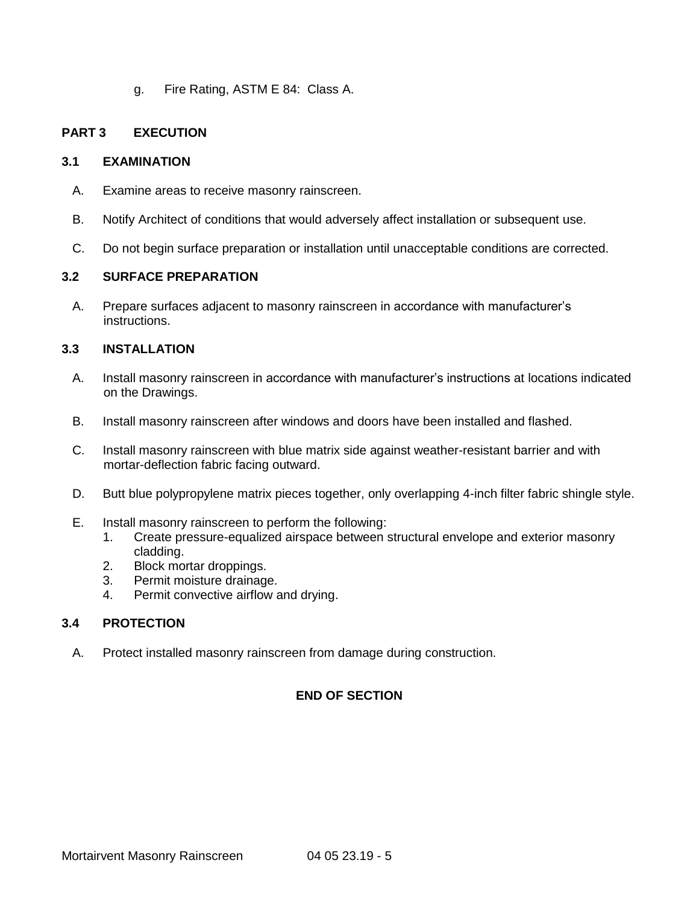g. Fire Rating, ASTM E 84: Class A.

## PART 3 EXECUTION

### 3.1 EXAMINATION

A. Examine areas to receive masonry rainscreen.

B. Notify Architect of conditions that would adversely affect installation or subsequent use.

C. Do not begin surface preparation or installation until unacceptable conditions are corrected.

### 3.2 SURFACE PREPARATION

A. Prepare surfaces adjacent to masonry rainscreen in accordance with manufacturer's instructions.

### 3.3 INSTALLATION

A. Install masonry rainscreen in accordance with manufacturer's instructions at locations indicated on the Drawings.

B. Install masonry rainscreen after windows and doors have been installed and flashed.

C. Install masonry rainscreen with blue matrix side against weather-resistant barrier and with mortar-deflection fabric facing outward.

D. Butt blue polypropylene matrix pieces together, only overlapping 4-inch filter fabric shingle style.

E. Install masonry rainscreen to perform the following:
   1. Create pressure-equalized airspace between structural envelope and exterior masonry cladding.
   2. Block mortar droppings.
   3. Permit moisture drainage.
   4. Permit convective airflow and drying.

### 3.4 PROTECTION

A. Protect installed masonry rainscreen from damage during construction.

**END OF SECTION**